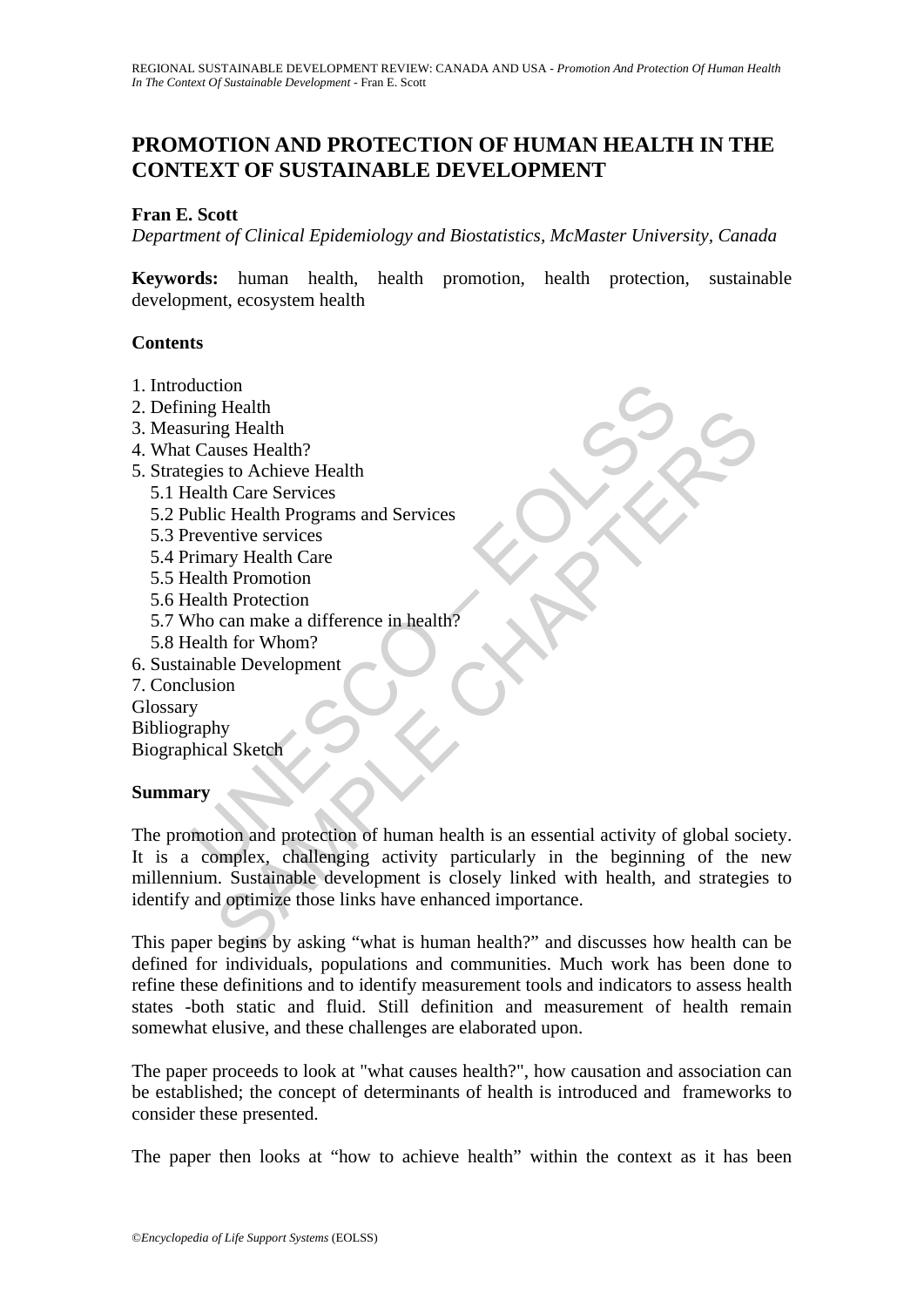# PROMOTION AND PROTECTION OF HUMAN HEALTH IN THE CONTEXT OF SUSTAINABLE DEVELOPMENT

**Fran E. Scott**

*Department of Clinical Epidemiology and Biostatistics, McMaster University, Canada*

**Keywords:** human health, health promotion, health protection, sustainable development, ecosystem health

## Contents

1. Introduction
2. Defining Health
3. Measuring Health
4. What Causes Health?
5. Strategies to Achieve Health
   - 5.1 Health Care Services
   - 5.2 Public Health Programs and Services
   - 5.3 Preventive services
   - 5.4 Primary Health Care
   - 5.5 Health Promotion
   - 5.6 Health Protection
   - 5.7 Who can make a difference in health?
   - 5.8 Health for Whom?
6. Sustainable Development
7. Conclusion

Glossary
Bibliography
Biographical Sketch

## Summary

The promotion and protection of human health is an essential activity of global society. It is a complex, challenging activity particularly in the beginning of the new millennium. Sustainable development is closely linked with health, and strategies to identify and optimize those links have enhanced importance.

This paper begins by asking "what is human health?" and discusses how health can be defined for individuals, populations and communities. Much work has been done to refine these definitions and to identify measurement tools and indicators to assess health states -both static and fluid. Still definition and measurement of health remain somewhat elusive, and these challenges are elaborated upon.

The paper proceeds to look at "what causes health?", how causation and association can be established; the concept of determinants of health is introduced and frameworks to consider these presented.

The paper then looks at "how to achieve health" within the context as it has been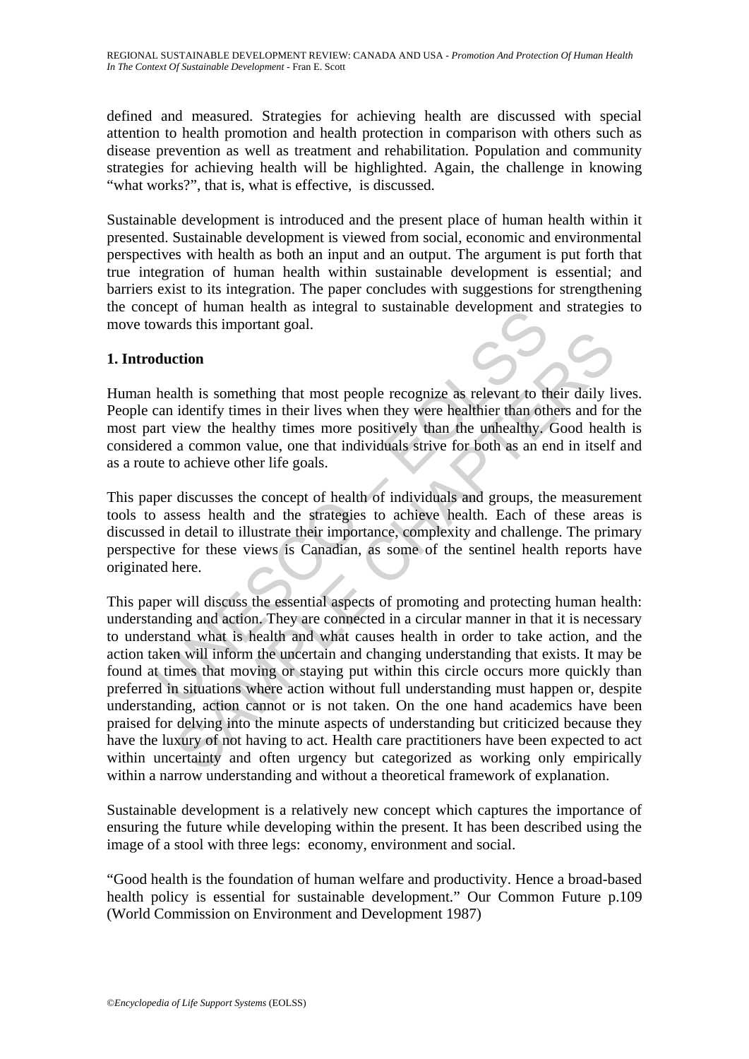defined and measured. Strategies for achieving health are discussed with special attention to health promotion and health protection in comparison with others such as disease prevention as well as treatment and rehabilitation. Population and community strategies for achieving health will be highlighted. Again, the challenge in knowing "what works?", that is, what is effective, is discussed.

Sustainable development is introduced and the present place of human health within it presented. Sustainable development is viewed from social, economic and environmental perspectives with health as both an input and an output. The argument is put forth that true integration of human health within sustainable development is essential; and barriers exist to its integration. The paper concludes with suggestions for strengthening the concept of human health as integral to sustainable development and strategies to move towards this important goal.

## 1. Introduction

Human health is something that most people recognize as relevant to their daily lives. People can identify times in their lives when they were healthier than others and for the most part view the healthy times more positively than the unhealthy. Good health is considered a common value, one that individuals strive for both as an end in itself and as a route to achieve other life goals.

This paper discusses the concept of health of individuals and groups, the measurement tools to assess health and the strategies to achieve health. Each of these areas is discussed in detail to illustrate their importance, complexity and challenge. The primary perspective for these views is Canadian, as some of the sentinel health reports have originated here.

This paper will discuss the essential aspects of promoting and protecting human health: understanding and action. They are connected in a circular manner in that it is necessary to understand what is health and what causes health in order to take action, and the action taken will inform the uncertain and changing understanding that exists. It may be found at times that moving or staying put within this circle occurs more quickly than preferred in situations where action without full understanding must happen or, despite understanding, action cannot or is not taken. On the one hand academics have been praised for delving into the minute aspects of understanding but criticized because they have the luxury of not having to act. Health care practitioners have been expected to act within uncertainty and often urgency but categorized as working only empirically within a narrow understanding and without a theoretical framework of explanation.

Sustainable development is a relatively new concept which captures the importance of ensuring the future while developing within the present. It has been described using the image of a stool with three legs: economy, environment and social.

"Good health is the foundation of human welfare and productivity. Hence a broad-based health policy is essential for sustainable development." Our Common Future p.109 (World Commission on Environment and Development 1987)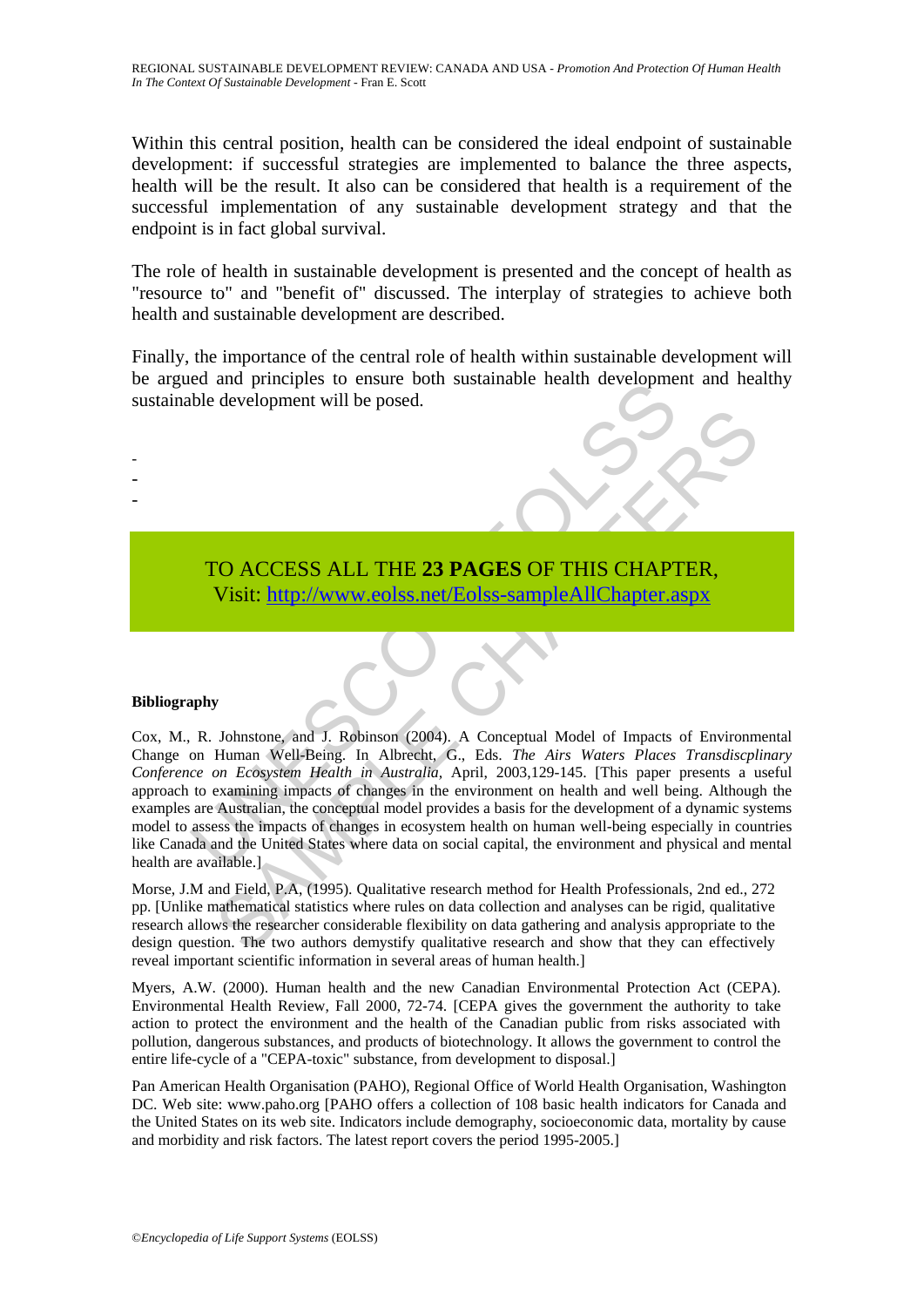Within this central position, health can be considered the ideal endpoint of sustainable development: if successful strategies are implemented to balance the three aspects, health will be the result. It also can be considered that health is a requirement of the successful implementation of any sustainable development strategy and that the endpoint is in fact global survival.

The role of health in sustainable development is presented and the concept of health as "resource to" and "benefit of" discussed. The interplay of strategies to achieve both health and sustainable development are described.

Finally, the importance of the central role of health within sustainable development will be argued and principles to ensure both sustainable health development and healthy sustainable development will be posed.

-
-
-

TO ACCESS ALL THE **23 PAGES** OF THIS CHAPTER,
Visit: http://www.eolss.net/Eolss-sampleAllChapter.aspx

**Bibliography**

Cox, M., R. Johnstone, and J. Robinson (2004). A Conceptual Model of Impacts of Environmental Change on Human Well-Being. In Albrecht, G., Eds. *The Airs Waters Places Transdiscplinary Conference on Ecosystem Health in Australia*, April, 2003,129-145. [This paper presents a useful approach to examining impacts of changes in the environment on health and well being. Although the examples are Australian, the conceptual model provides a basis for the development of a dynamic systems model to assess the impacts of changes in ecosystem health on human well-being especially in countries like Canada and the United States where data on social capital, the environment and physical and mental health are available.]

Morse, J.M and Field, P.A, (1995). Qualitative research method for Health Professionals, 2nd ed., 272 pp. [Unlike mathematical statistics where rules on data collection and analyses can be rigid, qualitative research allows the researcher considerable flexibility on data gathering and analysis appropriate to the design question. The two authors demystify qualitative research and show that they can effectively reveal important scientific information in several areas of human health.]

Myers, A.W. (2000). Human health and the new Canadian Environmental Protection Act (CEPA). Environmental Health Review, Fall 2000, 72-74. [CEPA gives the government the authority to take action to protect the environment and the health of the Canadian public from risks associated with pollution, dangerous substances, and products of biotechnology. It allows the government to control the entire life-cycle of a "CEPA-toxic" substance, from development to disposal.]

Pan American Health Organisation (PAHO), Regional Office of World Health Organisation, Washington DC. Web site: www.paho.org [PAHO offers a collection of 108 basic health indicators for Canada and the United States on its web site. Indicators include demography, socioeconomic data, mortality by cause and morbidity and risk factors. The latest report covers the period 1995-2005.]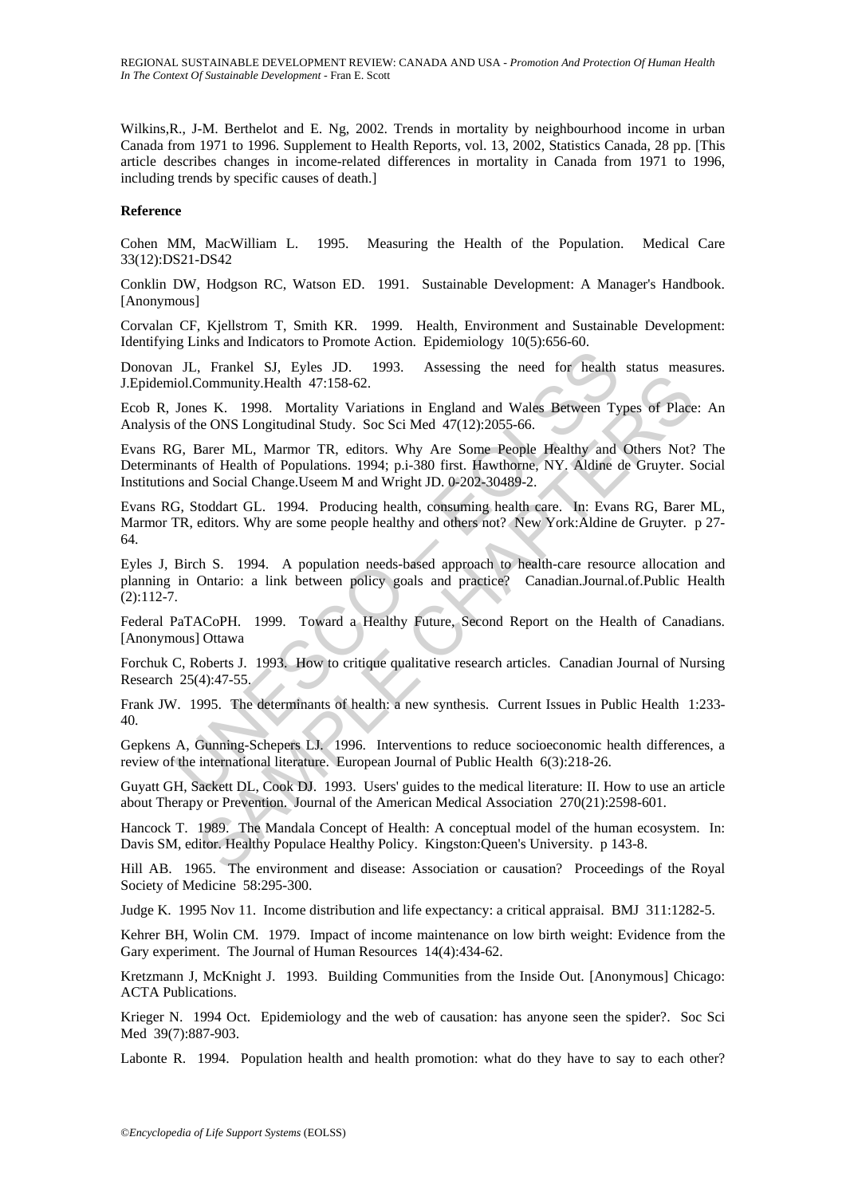Wilkins,R., J-M. Berthelot and E. Ng, 2002. Trends in mortality by neighbourhood income in urban Canada from 1971 to 1996. Supplement to Health Reports, vol. 13, 2002, Statistics Canada, 28 pp. [This article describes changes in income-related differences in mortality in Canada from 1971 to 1996, including trends by specific causes of death.]

**Reference**

Cohen MM, MacWilliam L. 1995. Measuring the Health of the Population. Medical Care 33(12):DS21-DS42

Conklin DW, Hodgson RC, Watson ED. 1991. Sustainable Development: A Manager's Handbook. [Anonymous]

Corvalan CF, Kjellstrom T, Smith KR. 1999. Health, Environment and Sustainable Development: Identifying Links and Indicators to Promote Action. Epidemiology 10(5):656-60.

Donovan JL, Frankel SJ, Eyles JD. 1993. Assessing the need for health status measures. J.Epidemiol.Community.Health 47:158-62.

Ecob R, Jones K. 1998. Mortality Variations in England and Wales Between Types of Place: An Analysis of the ONS Longitudinal Study. Soc Sci Med 47(12):2055-66.

Evans RG, Barer ML, Marmor TR, editors. Why Are Some People Healthy and Others Not? The Determinants of Health of Populations. 1994; p.i-380 first. Hawthorne, NY. Aldine de Gruyter. Social Institutions and Social Change.Useem M and Wright JD. 0-202-30489-2.

Evans RG, Stoddart GL. 1994. Producing health, consuming health care. In: Evans RG, Barer ML, Marmor TR, editors. Why are some people healthy and others not? New York:Aldine de Gruyter. p 27-64.

Eyles J, Birch S. 1994. A population needs-based approach to health-care resource allocation and planning in Ontario: a link between policy goals and practice? Canadian.Journal.of.Public Health (2):112-7.

Federal PaTACoPH. 1999. Toward a Healthy Future, Second Report on the Health of Canadians. [Anonymous] Ottawa

Forchuk C, Roberts J. 1993. How to critique qualitative research articles. Canadian Journal of Nursing Research 25(4):47-55.

Frank JW. 1995. The determinants of health: a new synthesis. Current Issues in Public Health 1:233-40.

Gepkens A, Gunning-Schepers LJ. 1996. Interventions to reduce socioeconomic health differences, a review of the international literature. European Journal of Public Health 6(3):218-26.

Guyatt GH, Sackett DL, Cook DJ. 1993. Users' guides to the medical literature: II. How to use an article about Therapy or Prevention. Journal of the American Medical Association 270(21):2598-601.

Hancock T. 1989. The Mandala Concept of Health: A conceptual model of the human ecosystem. In: Davis SM, editor. Healthy Populace Healthy Policy. Kingston:Queen's University. p 143-8.

Hill AB. 1965. The environment and disease: Association or causation? Proceedings of the Royal Society of Medicine 58:295-300.

Judge K. 1995 Nov 11. Income distribution and life expectancy: a critical appraisal. BMJ 311:1282-5.

Kehrer BH, Wolin CM. 1979. Impact of income maintenance on low birth weight: Evidence from the Gary experiment. The Journal of Human Resources 14(4):434-62.

Kretzmann J, McKnight J. 1993. Building Communities from the Inside Out. [Anonymous] Chicago: ACTA Publications.

Krieger N. 1994 Oct. Epidemiology and the web of causation: has anyone seen the spider?. Soc Sci Med 39(7):887-903.

Labonte R. 1994. Population health and health promotion: what do they have to say to each other?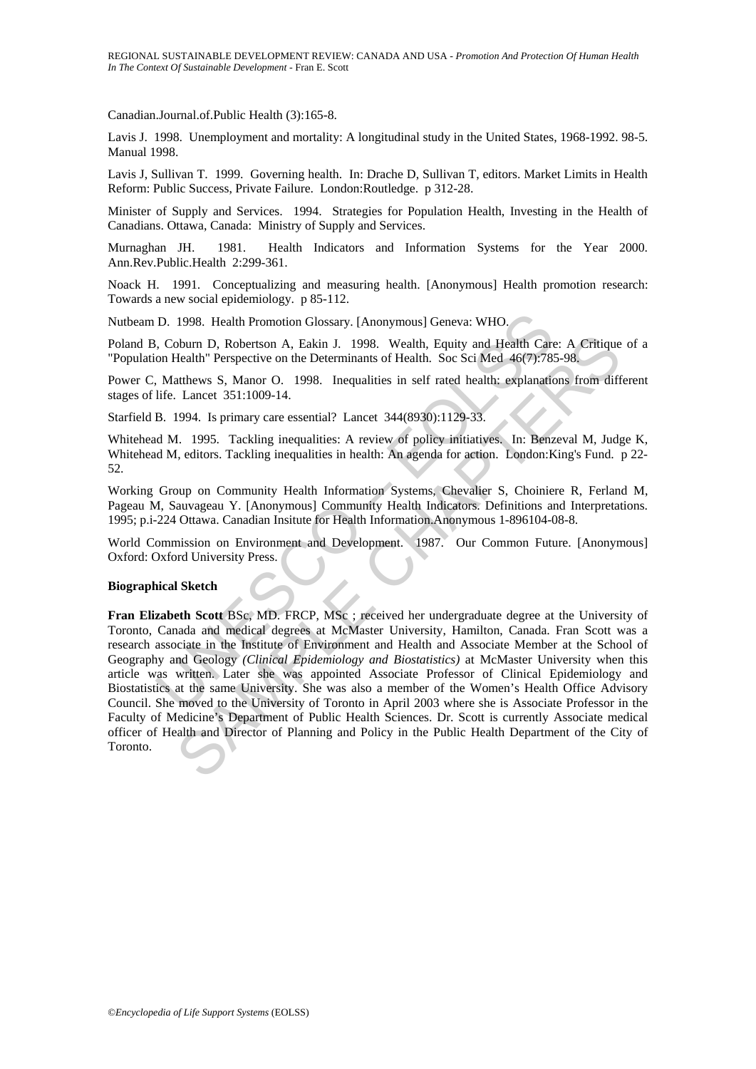Canadian.Journal.of.Public Health (3):165-8.

Lavis J. 1998. Unemployment and mortality: A longitudinal study in the United States, 1968-1992. 98-5. Manual 1998.

Lavis J, Sullivan T. 1999. Governing health. In: Drache D, Sullivan T, editors. Market Limits in Health Reform: Public Success, Private Failure. London:Routledge. p 312-28.

Minister of Supply and Services. 1994. Strategies for Population Health, Investing in the Health of Canadians. Ottawa, Canada: Ministry of Supply and Services.

Murnaghan JH. 1981. Health Indicators and Information Systems for the Year 2000. Ann.Rev.Public.Health 2:299-361.

Noack H. 1991. Conceptualizing and measuring health. [Anonymous] Health promotion research: Towards a new social epidemiology. p 85-112.

Nutbeam D. 1998. Health Promotion Glossary. [Anonymous] Geneva: WHO.

Poland B, Coburn D, Robertson A, Eakin J. 1998. Wealth, Equity and Health Care: A Critique of a "Population Health" Perspective on the Determinants of Health. Soc Sci Med 46(7):785-98.

Power C, Matthews S, Manor O. 1998. Inequalities in self rated health: explanations from different stages of life. Lancet 351:1009-14.

Starfield B. 1994. Is primary care essential? Lancet 344(8930):1129-33.

Whitehead M. 1995. Tackling inequalities: A review of policy initiatives. In: Benzeval M, Judge K, Whitehead M, editors. Tackling inequalities in health: An agenda for action. London:King's Fund. p 22-52.

Working Group on Community Health Information Systems, Chevalier S, Choiniere R, Ferland M, Pageau M, Sauvageau Y. [Anonymous] Community Health Indicators. Definitions and Interpretations. 1995; p.i-224 Ottawa. Canadian Insitute for Health Information.Anonymous 1-896104-08-8.

World Commission on Environment and Development. 1987. Our Common Future. [Anonymous] Oxford: Oxford University Press.

**Biographical Sketch**

**Fran Elizabeth Scott** BSc, MD. FRCP, MSc ; received her undergraduate degree at the University of Toronto, Canada and medical degrees at McMaster University, Hamilton, Canada. Fran Scott was a research associate in the Institute of Environment and Health and Associate Member at the School of Geography and Geology *(Clinical Epidemiology and Biostatistics)* at McMaster University when this article was written. Later she was appointed Associate Professor of Clinical Epidemiology and Biostatistics at the same University. She was also a member of the Women's Health Office Advisory Council. She moved to the University of Toronto in April 2003 where she is Associate Professor in the Faculty of Medicine's Department of Public Health Sciences. Dr. Scott is currently Associate medical officer of Health and Director of Planning and Policy in the Public Health Department of the City of Toronto.